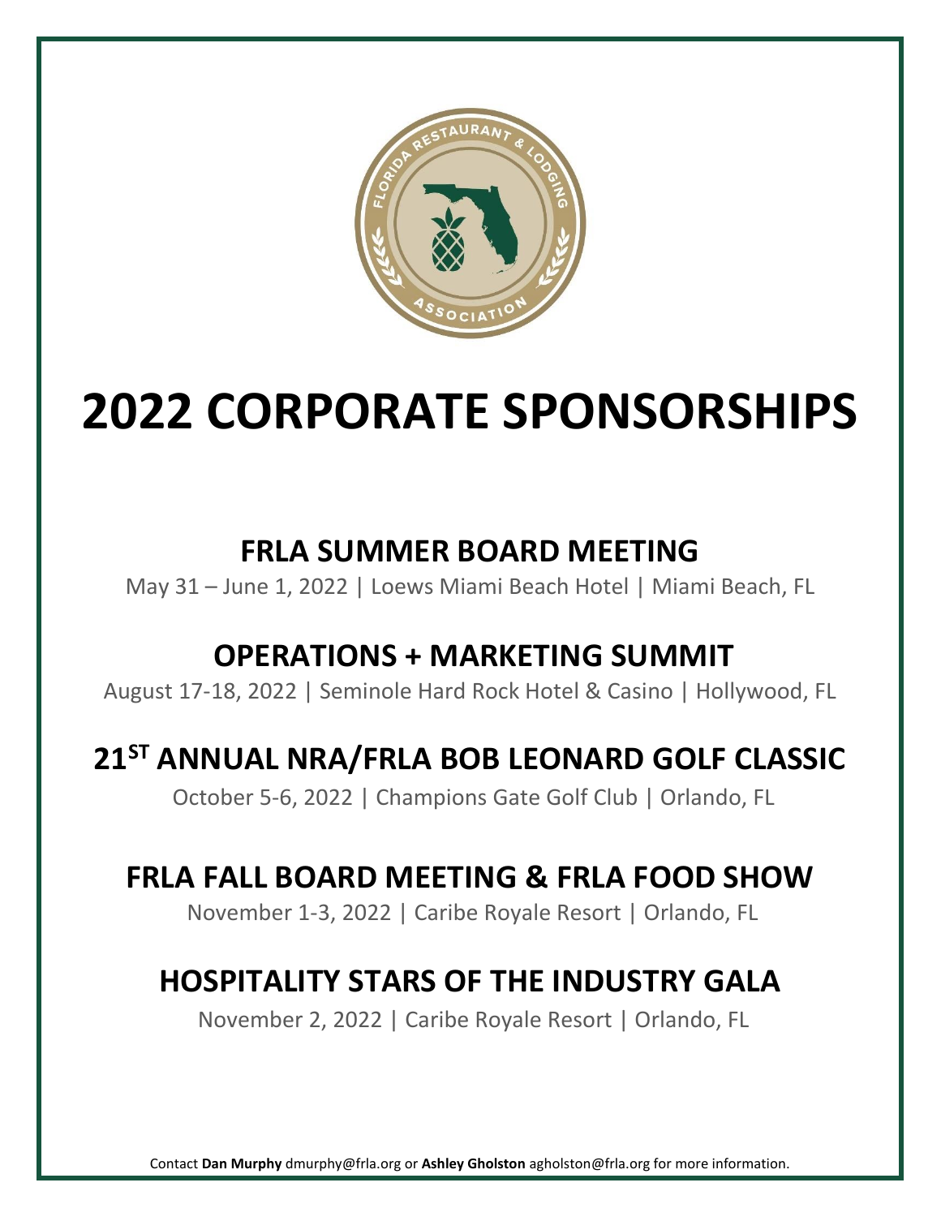# 2022 CORPORATE SPONSORSHIPS

## FRLA SUMMER BOARD MEETING

May 31 – June 1, 2022 | Loews Miami Beach Hotel | Miami Beach, FL

## OPERATIONS + MARKETING SUMMIT

August 17-18, 2022 | Seminole Hard Rock Hotel & Casino | Hollywood, FL

## 21ST ANNUAL NRA/FRLA BOB LEONARD GOLF CLASSIC

October 5-6, 2022 | Champions Gate Golf Club | Orlando, FL

## FRLA FALL BOARD MEETING & FRLA FOOD SHOW

November 1-3, 2022 | Caribe Royale Resort | Orlando, FL

## HOSPITALITY STARS OF THE INDUSTRY GALA

November 2, 2022 | Caribe Royale Resort | Orlando, FL

Contact **Dan Murphy** dmurphy@frla.org or **Ashley Gholston** agholston@frla.org for more information.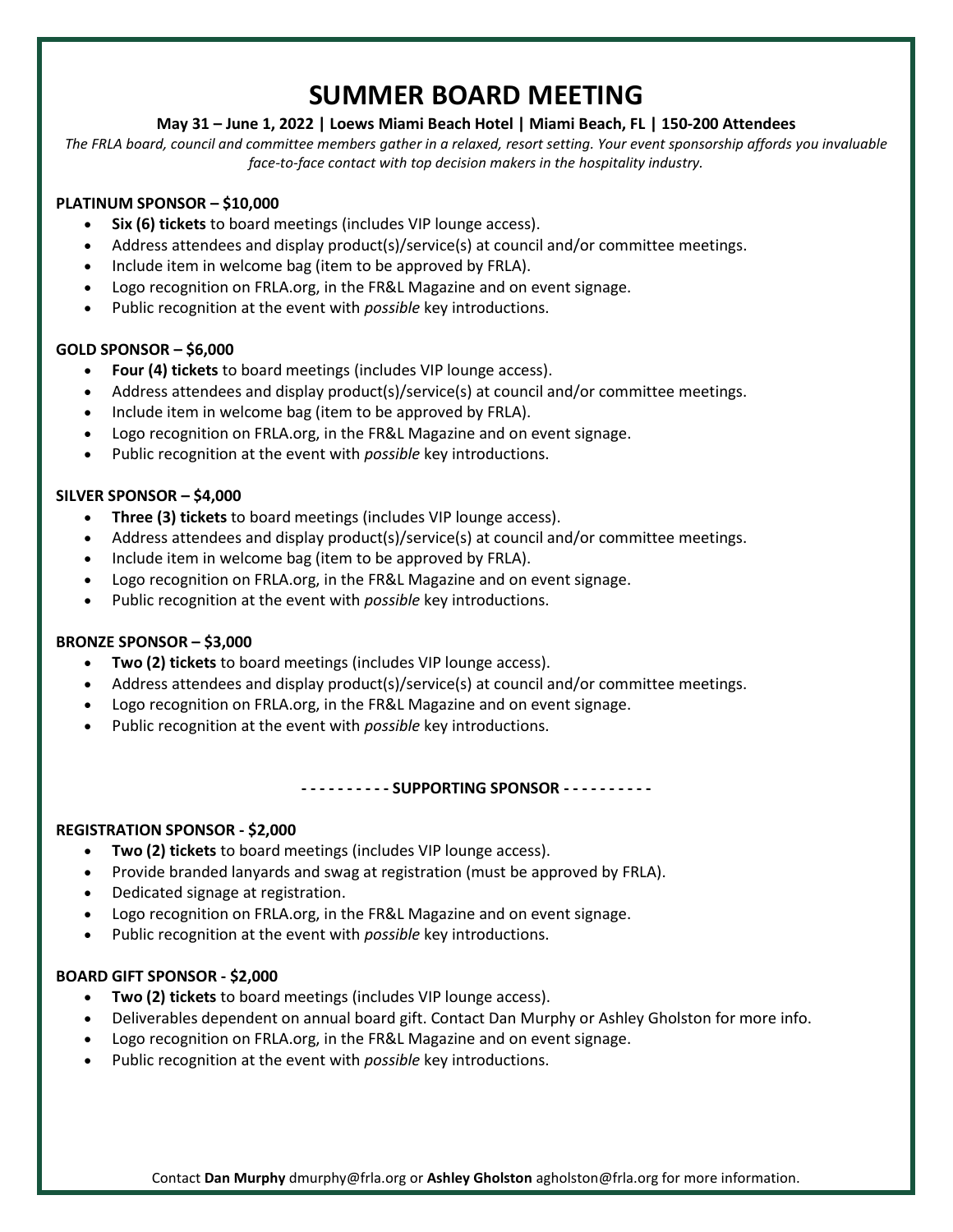# SUMMER BOARD MEETING

**May 31 – June 1, 2022 | Loews Miami Beach Hotel | Miami Beach, FL | 150-200 Attendees**

*The FRLA board, council and committee members gather in a relaxed, resort setting. Your event sponsorship affords you invaluable face-to-face contact with top decision makers in the hospitality industry.*

**PLATINUM SPONSOR – $10,000**

- **Six (6) tickets** to board meetings (includes VIP lounge access).
- Address attendees and display product(s)/service(s) at council and/or committee meetings.
- Include item in welcome bag (item to be approved by FRLA).
- Logo recognition on FRLA.org, in the FR&L Magazine and on event signage.
- Public recognition at the event with *possible* key introductions.

**GOLD SPONSOR – $6,000**

- **Four (4) tickets** to board meetings (includes VIP lounge access).
- Address attendees and display product(s)/service(s) at council and/or committee meetings.
- Include item in welcome bag (item to be approved by FRLA).
- Logo recognition on FRLA.org, in the FR&L Magazine and on event signage.
- Public recognition at the event with *possible* key introductions.

**SILVER SPONSOR – $4,000**

- **Three (3) tickets** to board meetings (includes VIP lounge access).
- Address attendees and display product(s)/service(s) at council and/or committee meetings.
- Include item in welcome bag (item to be approved by FRLA).
- Logo recognition on FRLA.org, in the FR&L Magazine and on event signage.
- Public recognition at the event with *possible* key introductions.

**BRONZE SPONSOR – $3,000**

- **Two (2) tickets** to board meetings (includes VIP lounge access).
- Address attendees and display product(s)/service(s) at council and/or committee meetings.
- Logo recognition on FRLA.org, in the FR&L Magazine and on event signage.
- Public recognition at the event with *possible* key introductions.

**- - - - - - - - - - SUPPORTING SPONSOR - - - - - - - - - -**

**REGISTRATION SPONSOR - $2,000**

- **Two (2) tickets** to board meetings (includes VIP lounge access).
- Provide branded lanyards and swag at registration (must be approved by FRLA).
- Dedicated signage at registration.
- Logo recognition on FRLA.org, in the FR&L Magazine and on event signage.
- Public recognition at the event with *possible* key introductions.

**BOARD GIFT SPONSOR - $2,000**

- **Two (2) tickets** to board meetings (includes VIP lounge access).
- Deliverables dependent on annual board gift. Contact Dan Murphy or Ashley Gholston for more info.
- Logo recognition on FRLA.org, in the FR&L Magazine and on event signage.
- Public recognition at the event with *possible* key introductions.

Contact **Dan Murphy** dmurphy@frla.org or **Ashley Gholston** agholston@frla.org for more information.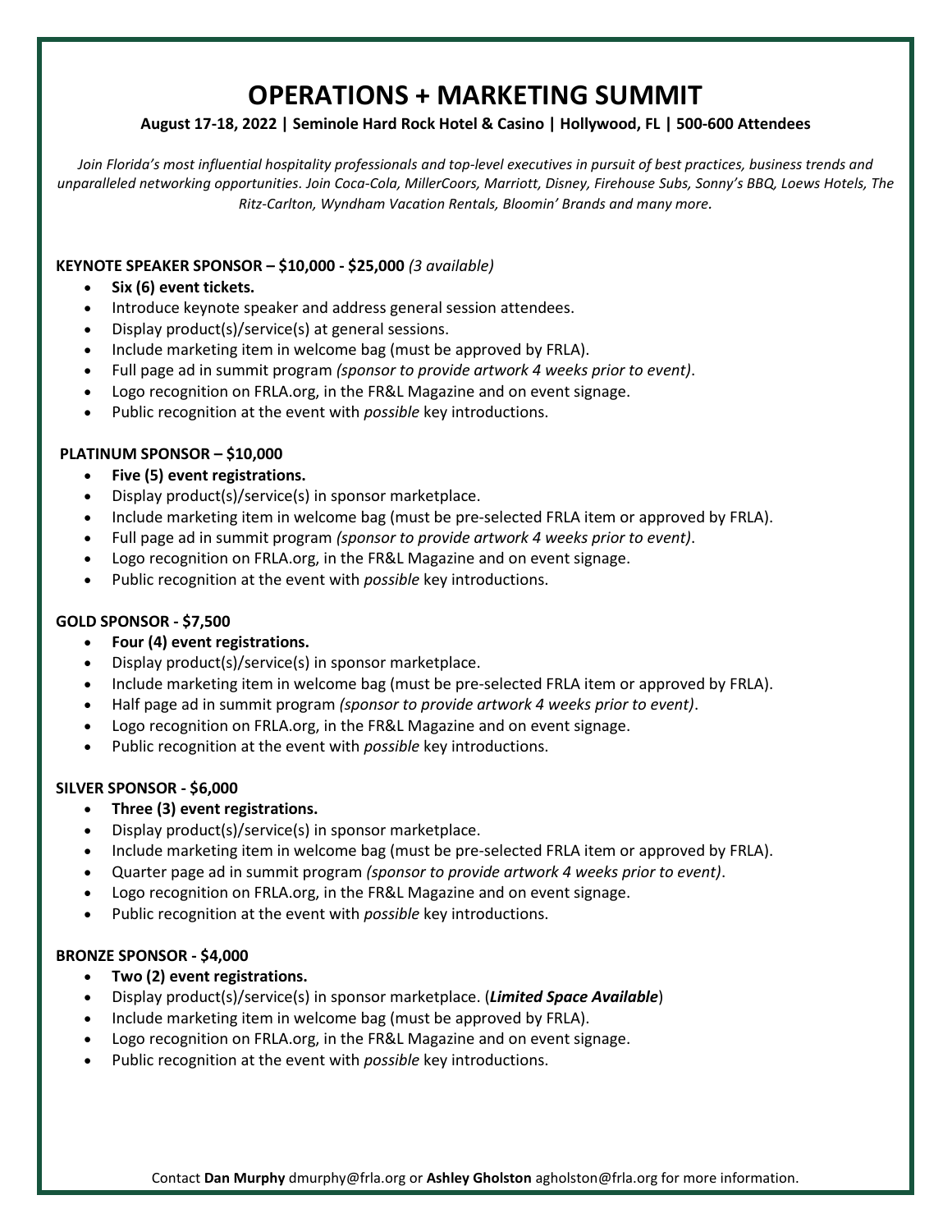# OPERATIONS + MARKETING SUMMIT

**August 17-18, 2022 | Seminole Hard Rock Hotel & Casino | Hollywood, FL | 500-600 Attendees**

*Join Florida's most influential hospitality professionals and top-level executives in pursuit of best practices, business trends and unparalleled networking opportunities. Join Coca-Cola, MillerCoors, Marriott, Disney, Firehouse Subs, Sonny's BBQ, Loews Hotels, The Ritz-Carlton, Wyndham Vacation Rentals, Bloomin' Brands and many more.*

**KEYNOTE SPEAKER SPONSOR – $10,000 - $25,000** *(3 available)*

- **Six (6) event tickets.**
- Introduce keynote speaker and address general session attendees.
- Display product(s)/service(s) at general sessions.
- Include marketing item in welcome bag (must be approved by FRLA).
- Full page ad in summit program *(sponsor to provide artwork 4 weeks prior to event)*.
- Logo recognition on FRLA.org, in the FR&L Magazine and on event signage.
- Public recognition at the event with *possible* key introductions.

**PLATINUM SPONSOR – $10,000**

- **Five (5) event registrations.**
- Display product(s)/service(s) in sponsor marketplace.
- Include marketing item in welcome bag (must be pre-selected FRLA item or approved by FRLA).
- Full page ad in summit program *(sponsor to provide artwork 4 weeks prior to event)*.
- Logo recognition on FRLA.org, in the FR&L Magazine and on event signage.
- Public recognition at the event with *possible* key introductions.

**GOLD SPONSOR - $7,500**

- **Four (4) event registrations.**
- Display product(s)/service(s) in sponsor marketplace.
- Include marketing item in welcome bag (must be pre-selected FRLA item or approved by FRLA).
- Half page ad in summit program *(sponsor to provide artwork 4 weeks prior to event)*.
- Logo recognition on FRLA.org, in the FR&L Magazine and on event signage.
- Public recognition at the event with *possible* key introductions.

**SILVER SPONSOR - $6,000**

- **Three (3) event registrations.**
- Display product(s)/service(s) in sponsor marketplace.
- Include marketing item in welcome bag (must be pre-selected FRLA item or approved by FRLA).
- Quarter page ad in summit program *(sponsor to provide artwork 4 weeks prior to event)*.
- Logo recognition on FRLA.org, in the FR&L Magazine and on event signage.
- Public recognition at the event with *possible* key introductions.

**BRONZE SPONSOR - $4,000**

- **Two (2) event registrations.**
- Display product(s)/service(s) in sponsor marketplace. (***Limited Space Available***)
- Include marketing item in welcome bag (must be approved by FRLA).
- Logo recognition on FRLA.org, in the FR&L Magazine and on event signage.
- Public recognition at the event with *possible* key introductions.

Contact **Dan Murphy** dmurphy@frla.org or **Ashley Gholston** agholston@frla.org for more information.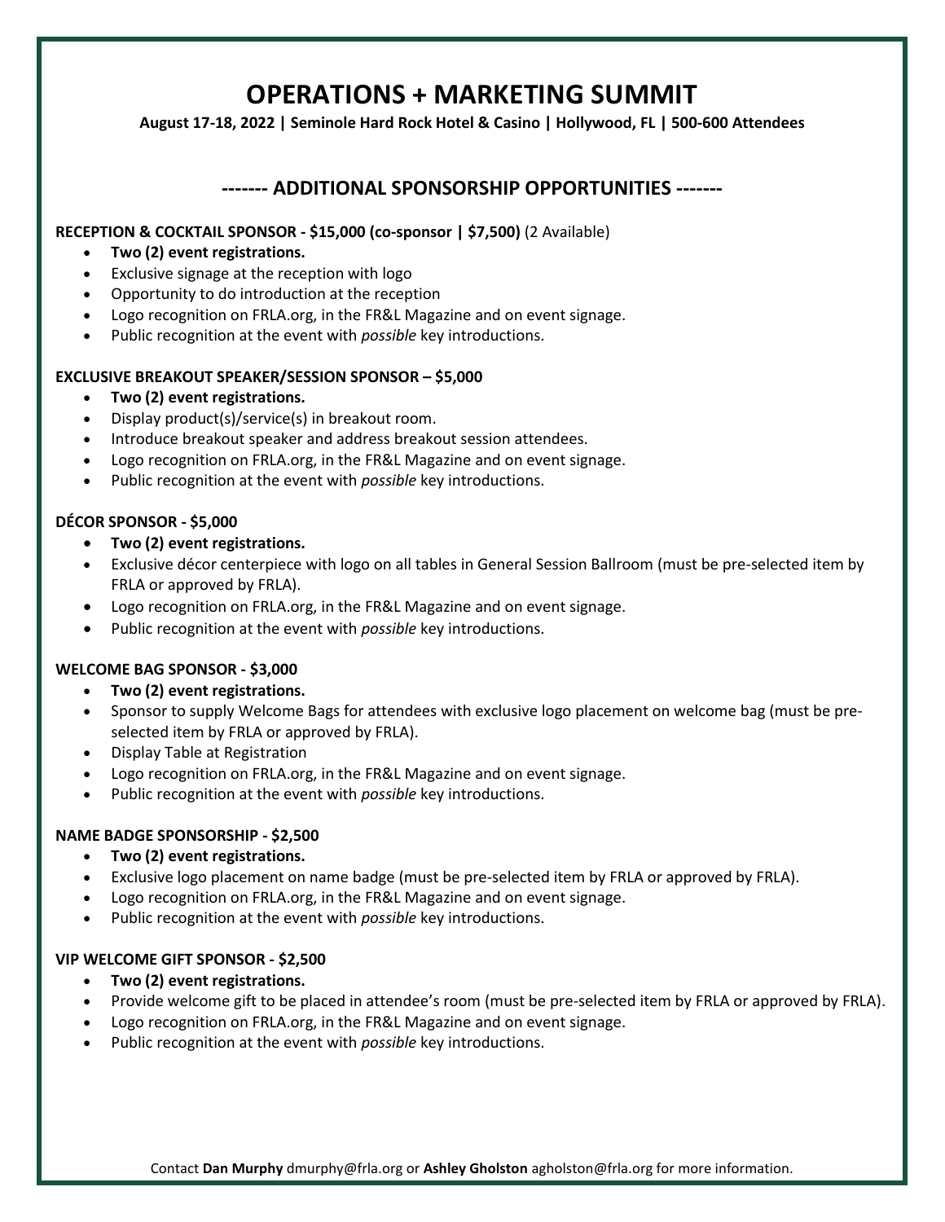# OPERATIONS + MARKETING SUMMIT

**August 17-18, 2022 | Seminole Hard Rock Hotel & Casino | Hollywood, FL | 500-600 Attendees**

## ------- ADDITIONAL SPONSORSHIP OPPORTUNITIES -------

**RECEPTION & COCKTAIL SPONSOR - $15,000 (co-sponsor | $7,500)** (2 Available)

- **Two (2) event registrations.**
- Exclusive signage at the reception with logo
- Opportunity to do introduction at the reception
- Logo recognition on FRLA.org, in the FR&L Magazine and on event signage.
- Public recognition at the event with *possible* key introductions.

**EXCLUSIVE BREAKOUT SPEAKER/SESSION SPONSOR – $5,000**

- **Two (2) event registrations.**
- Display product(s)/service(s) in breakout room.
- Introduce breakout speaker and address breakout session attendees.
- Logo recognition on FRLA.org, in the FR&L Magazine and on event signage.
- Public recognition at the event with *possible* key introductions.

**DÉCOR SPONSOR - $5,000**

- **Two (2) event registrations.**
- Exclusive décor centerpiece with logo on all tables in General Session Ballroom (must be pre-selected item by FRLA or approved by FRLA).
- Logo recognition on FRLA.org, in the FR&L Magazine and on event signage.
- Public recognition at the event with *possible* key introductions.

**WELCOME BAG SPONSOR - $3,000**

- **Two (2) event registrations.**
- Sponsor to supply Welcome Bags for attendees with exclusive logo placement on welcome bag (must be pre-selected item by FRLA or approved by FRLA).
- Display Table at Registration
- Logo recognition on FRLA.org, in the FR&L Magazine and on event signage.
- Public recognition at the event with *possible* key introductions.

**NAME BADGE SPONSORSHIP - $2,500**

- **Two (2) event registrations.**
- Exclusive logo placement on name badge (must be pre-selected item by FRLA or approved by FRLA).
- Logo recognition on FRLA.org, in the FR&L Magazine and on event signage.
- Public recognition at the event with *possible* key introductions.

**VIP WELCOME GIFT SPONSOR - $2,500**

- **Two (2) event registrations.**
- Provide welcome gift to be placed in attendee's room (must be pre-selected item by FRLA or approved by FRLA).
- Logo recognition on FRLA.org, in the FR&L Magazine and on event signage.
- Public recognition at the event with *possible* key introductions.

Contact **Dan Murphy** dmurphy@frla.org or **Ashley Gholston** agholston@frla.org for more information.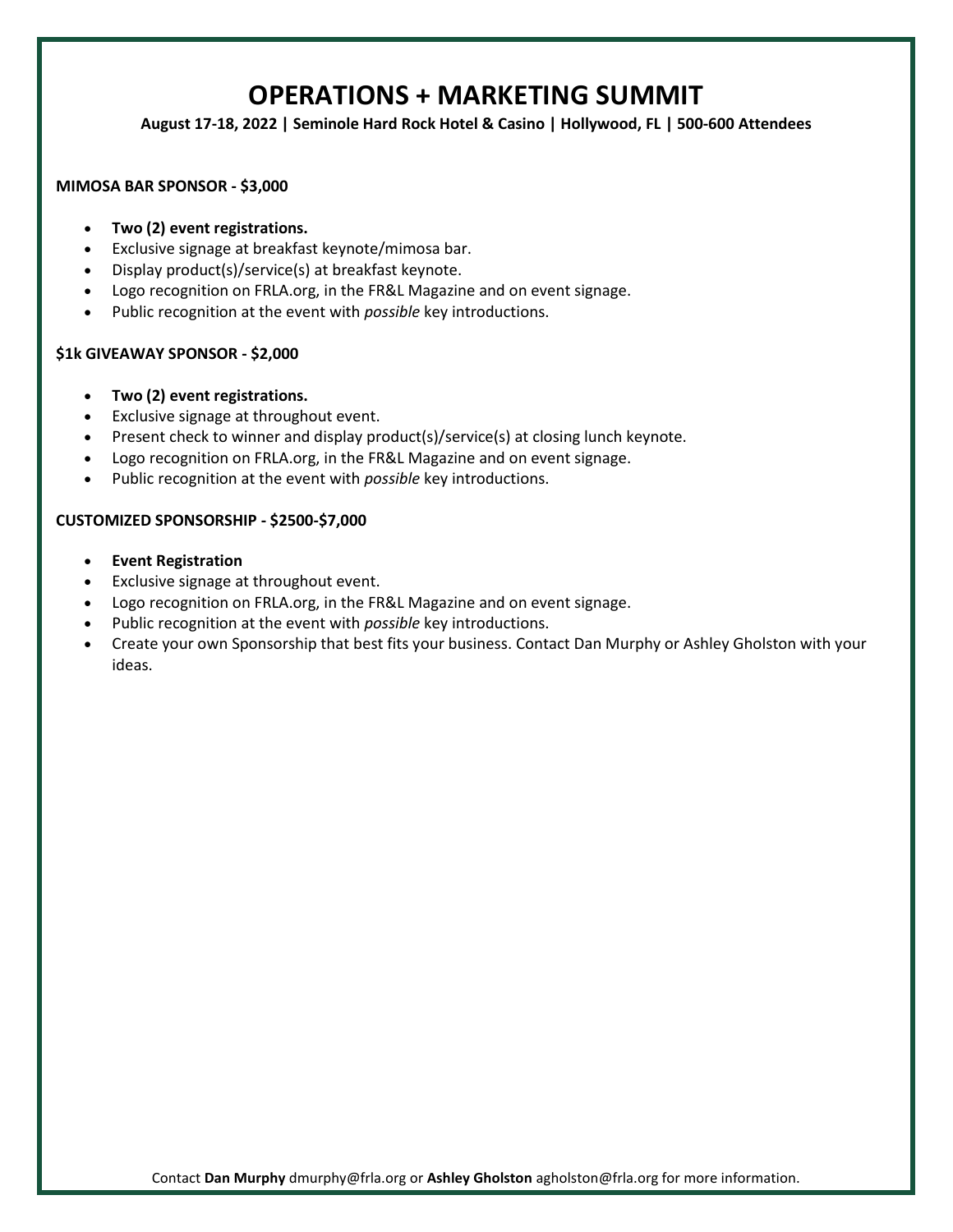# OPERATIONS + MARKETING SUMMIT

**August 17-18, 2022 | Seminole Hard Rock Hotel & Casino | Hollywood, FL | 500-600 Attendees**

**MIMOSA BAR SPONSOR - $3,000**

- **Two (2) event registrations.**
- Exclusive signage at breakfast keynote/mimosa bar.
- Display product(s)/service(s) at breakfast keynote.
- Logo recognition on FRLA.org, in the FR&L Magazine and on event signage.
- Public recognition at the event with *possible* key introductions.

**$1k GIVEAWAY SPONSOR - $2,000**

- **Two (2) event registrations.**
- Exclusive signage at throughout event.
- Present check to winner and display product(s)/service(s) at closing lunch keynote.
- Logo recognition on FRLA.org, in the FR&L Magazine and on event signage.
- Public recognition at the event with *possible* key introductions.

**CUSTOMIZED SPONSORSHIP - $2500-$7,000**

- **Event Registration**
- Exclusive signage at throughout event.
- Logo recognition on FRLA.org, in the FR&L Magazine and on event signage.
- Public recognition at the event with *possible* key introductions.
- Create your own Sponsorship that best fits your business. Contact Dan Murphy or Ashley Gholston with your ideas.

Contact **Dan Murphy** dmurphy@frla.org or **Ashley Gholston** agholston@frla.org for more information.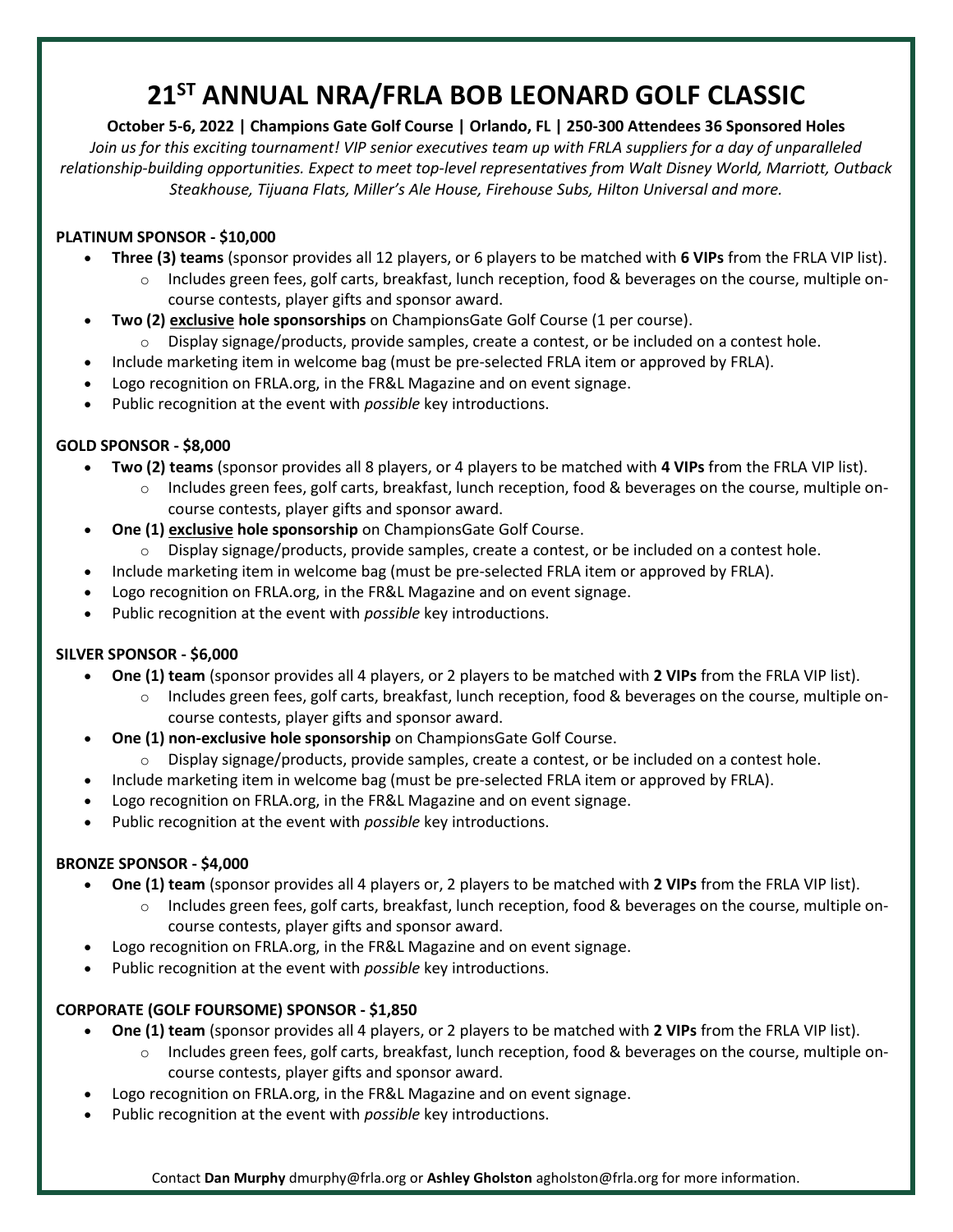# 21[ST] ANNUAL NRA/FRLA BOB LEONARD GOLF CLASSIC

**October 5-6, 2022 | Champions Gate Golf Course | Orlando, FL | 250-300 Attendees 36 Sponsored Holes**

*Join us for this exciting tournament! VIP senior executives team up with FRLA suppliers for a day of unparalleled relationship-building opportunities. Expect to meet top-level representatives from Walt Disney World, Marriott, Outback Steakhouse, Tijuana Flats, Miller's Ale House, Firehouse Subs, Hilton Universal and more.*

**PLATINUM SPONSOR - $10,000**

- **Three (3) teams** (sponsor provides all 12 players, or 6 players to be matched with **6 VIPs** from the FRLA VIP list).
  - Includes green fees, golf carts, breakfast, lunch reception, food & beverages on the course, multiple on-course contests, player gifts and sponsor award.
- **Two (2) <u>exclusive</u> hole sponsorships** on ChampionsGate Golf Course (1 per course).
  - Display signage/products, provide samples, create a contest, or be included on a contest hole.
- Include marketing item in welcome bag (must be pre-selected FRLA item or approved by FRLA).
- Logo recognition on FRLA.org, in the FR&L Magazine and on event signage.
- Public recognition at the event with *possible* key introductions.

**GOLD SPONSOR - $8,000**

- **Two (2) teams** (sponsor provides all 8 players, or 4 players to be matched with **4 VIPs** from the FRLA VIP list).
  - Includes green fees, golf carts, breakfast, lunch reception, food & beverages on the course, multiple on-course contests, player gifts and sponsor award.
- **One (1) <u>exclusive</u> hole sponsorship** on ChampionsGate Golf Course.
  - Display signage/products, provide samples, create a contest, or be included on a contest hole.
- Include marketing item in welcome bag (must be pre-selected FRLA item or approved by FRLA).
- Logo recognition on FRLA.org, in the FR&L Magazine and on event signage.
- Public recognition at the event with *possible* key introductions.

**SILVER SPONSOR - $6,000**

- **One (1) team** (sponsor provides all 4 players, or 2 players to be matched with **2 VIPs** from the FRLA VIP list).
  - Includes green fees, golf carts, breakfast, lunch reception, food & beverages on the course, multiple on-course contests, player gifts and sponsor award.
- **One (1) non-exclusive hole sponsorship** on ChampionsGate Golf Course.
  - Display signage/products, provide samples, create a contest, or be included on a contest hole.
- Include marketing item in welcome bag (must be pre-selected FRLA item or approved by FRLA).
- Logo recognition on FRLA.org, in the FR&L Magazine and on event signage.
- Public recognition at the event with *possible* key introductions.

**BRONZE SPONSOR - $4,000**

- **One (1) team** (sponsor provides all 4 players or, 2 players to be matched with **2 VIPs** from the FRLA VIP list).
  - Includes green fees, golf carts, breakfast, lunch reception, food & beverages on the course, multiple on-course contests, player gifts and sponsor award.
- Logo recognition on FRLA.org, in the FR&L Magazine and on event signage.
- Public recognition at the event with *possible* key introductions.

**CORPORATE (GOLF FOURSOME) SPONSOR - $1,850**

- **One (1) team** (sponsor provides all 4 players, or 2 players to be matched with **2 VIPs** from the FRLA VIP list).
  - Includes green fees, golf carts, breakfast, lunch reception, food & beverages on the course, multiple on-course contests, player gifts and sponsor award.
- Logo recognition on FRLA.org, in the FR&L Magazine and on event signage.
- Public recognition at the event with *possible* key introductions.

Contact **Dan Murphy** dmurphy@frla.org or **Ashley Gholston** agholston@frla.org for more information.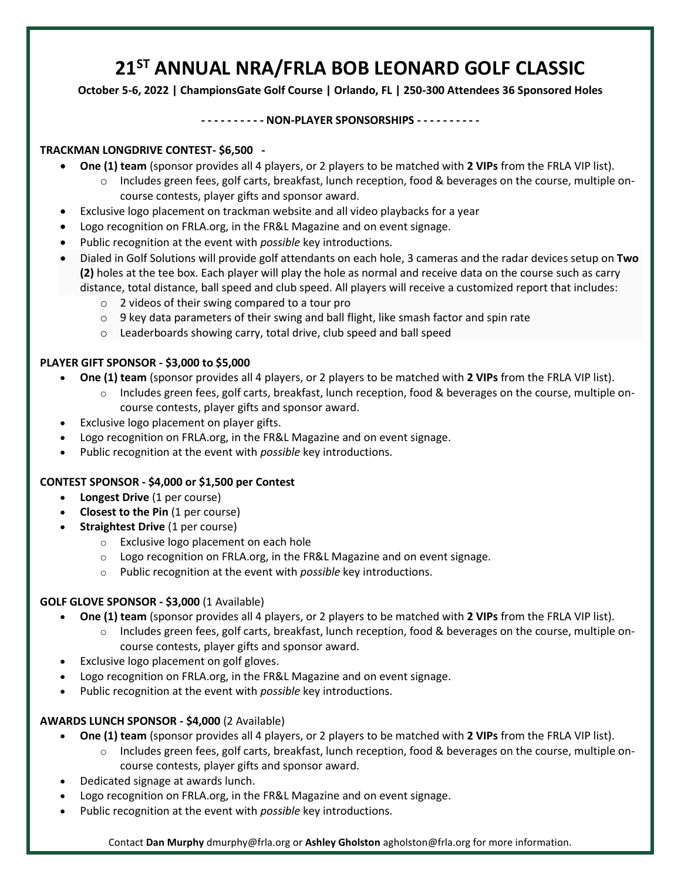# 21ST ANNUAL NRA/FRLA BOB LEONARD GOLF CLASSIC

**October 5-6, 2022 | ChampionsGate Golf Course | Orlando, FL | 250-300 Attendees 36 Sponsored Holes**

**- - - - - - - - - - NON-PLAYER SPONSORSHIPS - - - - - - - - - -**

**TRACKMAN LONGDRIVE CONTEST- $6,500 -**

- **One (1) team** (sponsor provides all 4 players, or 2 players to be matched with **2 VIPs** from the FRLA VIP list).
  - Includes green fees, golf carts, breakfast, lunch reception, food & beverages on the course, multiple on-course contests, player gifts and sponsor award.
- Exclusive logo placement on trackman website and all video playbacks for a year
- Logo recognition on FRLA.org, in the FR&L Magazine and on event signage.
- Public recognition at the event with *possible* key introductions.
- Dialed in Golf Solutions will provide golf attendants on each hole, 3 cameras and the radar devices setup on **Two (2)** holes at the tee box. Each player will play the hole as normal and receive data on the course such as carry distance, total distance, ball speed and club speed. All players will receive a customized report that includes:
  - 2 videos of their swing compared to a tour pro
  - 9 key data parameters of their swing and ball flight, like smash factor and spin rate
  - Leaderboards showing carry, total drive, club speed and ball speed

**PLAYER GIFT SPONSOR - $3,000 to $5,000**

- **One (1) team** (sponsor provides all 4 players, or 2 players to be matched with **2 VIPs** from the FRLA VIP list).
  - Includes green fees, golf carts, breakfast, lunch reception, food & beverages on the course, multiple on-course contests, player gifts and sponsor award.
- Exclusive logo placement on player gifts.
- Logo recognition on FRLA.org, in the FR&L Magazine and on event signage.
- Public recognition at the event with *possible* key introductions.

**CONTEST SPONSOR - $4,000 or $1,500 per Contest**

- **Longest Drive** (1 per course)
- **Closest to the Pin** (1 per course)
- **Straightest Drive** (1 per course)
  - Exclusive logo placement on each hole
  - Logo recognition on FRLA.org, in the FR&L Magazine and on event signage.
  - Public recognition at the event with *possible* key introductions.

**GOLF GLOVE SPONSOR - $3,000** (1 Available)

- **One (1) team** (sponsor provides all 4 players, or 2 players to be matched with **2 VIPs** from the FRLA VIP list).
  - Includes green fees, golf carts, breakfast, lunch reception, food & beverages on the course, multiple on-course contests, player gifts and sponsor award.
- Exclusive logo placement on golf gloves.
- Logo recognition on FRLA.org, in the FR&L Magazine and on event signage.
- Public recognition at the event with *possible* key introductions.

**AWARDS LUNCH SPONSOR - $4,000** (2 Available)

- **One (1) team** (sponsor provides all 4 players, or 2 players to be matched with **2 VIPs** from the FRLA VIP list).
  - Includes green fees, golf carts, breakfast, lunch reception, food & beverages on the course, multiple on-course contests, player gifts and sponsor award.
- Dedicated signage at awards lunch.
- Logo recognition on FRLA.org, in the FR&L Magazine and on event signage.
- Public recognition at the event with *possible* key introductions.

Contact **Dan Murphy** dmurphy@frla.org or **Ashley Gholston** agholston@frla.org for more information.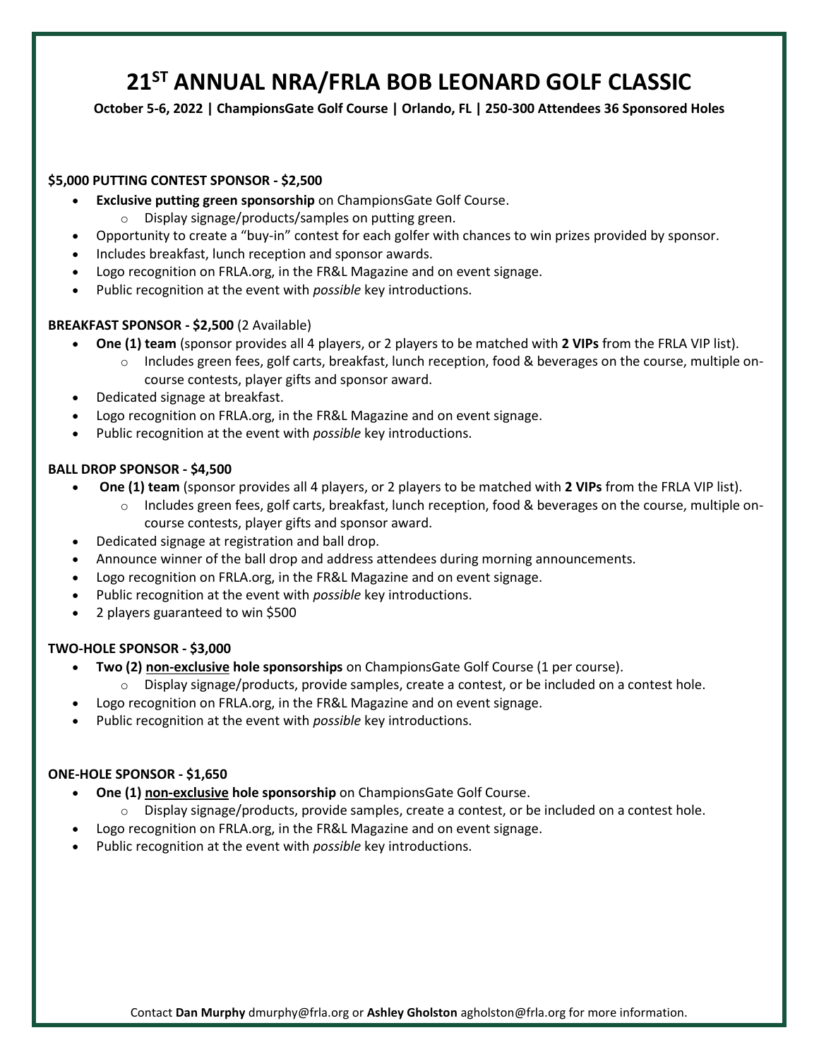# 21ST ANNUAL NRA/FRLA BOB LEONARD GOLF CLASSIC

**October 5-6, 2022 | ChampionsGate Golf Course | Orlando, FL | 250-300 Attendees 36 Sponsored Holes**

**$5,000 PUTTING CONTEST SPONSOR - $2,500**

- **Exclusive putting green sponsorship** on ChampionsGate Golf Course.
  - Display signage/products/samples on putting green.
- Opportunity to create a "buy-in" contest for each golfer with chances to win prizes provided by sponsor.
- Includes breakfast, lunch reception and sponsor awards.
- Logo recognition on FRLA.org, in the FR&L Magazine and on event signage.
- Public recognition at the event with *possible* key introductions.

**BREAKFAST SPONSOR - $2,500** (2 Available)

- **One (1) team** (sponsor provides all 4 players, or 2 players to be matched with **2 VIPs** from the FRLA VIP list).
  - Includes green fees, golf carts, breakfast, lunch reception, food & beverages on the course, multiple on-course contests, player gifts and sponsor award.
- Dedicated signage at breakfast.
- Logo recognition on FRLA.org, in the FR&L Magazine and on event signage.
- Public recognition at the event with *possible* key introductions.

**BALL DROP SPONSOR - $4,500**

- **One (1) team** (sponsor provides all 4 players, or 2 players to be matched with **2 VIPs** from the FRLA VIP list).
  - Includes green fees, golf carts, breakfast, lunch reception, food & beverages on the course, multiple on-course contests, player gifts and sponsor award.
- Dedicated signage at registration and ball drop.
- Announce winner of the ball drop and address attendees during morning announcements.
- Logo recognition on FRLA.org, in the FR&L Magazine and on event signage.
- Public recognition at the event with *possible* key introductions.
- 2 players guaranteed to win $500

**TWO-HOLE SPONSOR - $3,000**

- **Two (2) non-exclusive hole sponsorships** on ChampionsGate Golf Course (1 per course).
  - Display signage/products, provide samples, create a contest, or be included on a contest hole.
- Logo recognition on FRLA.org, in the FR&L Magazine and on event signage.
- Public recognition at the event with *possible* key introductions.

**ONE-HOLE SPONSOR - $1,650**

- **One (1) non-exclusive hole sponsorship** on ChampionsGate Golf Course.
  - Display signage/products, provide samples, create a contest, or be included on a contest hole.
- Logo recognition on FRLA.org, in the FR&L Magazine and on event signage.
- Public recognition at the event with *possible* key introductions.

Contact **Dan Murphy** dmurphy@frla.org or **Ashley Gholston** agholston@frla.org for more information.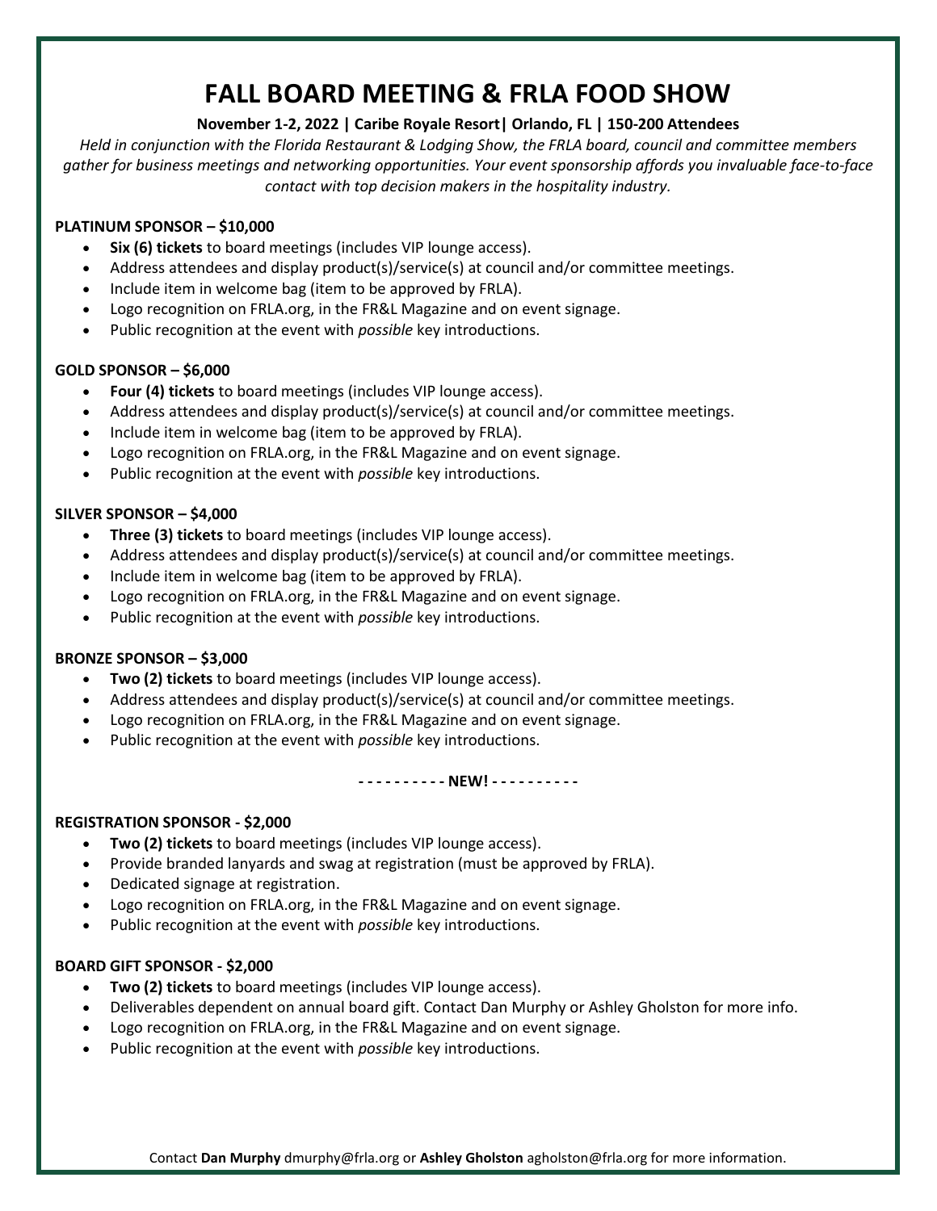# FALL BOARD MEETING & FRLA FOOD SHOW

**November 1-2, 2022 | Caribe Royale Resort| Orlando, FL | 150-200 Attendees**

*Held in conjunction with the Florida Restaurant & Lodging Show, the FRLA board, council and committee members gather for business meetings and networking opportunities. Your event sponsorship affords you invaluable face-to-face contact with top decision makers in the hospitality industry.*

**PLATINUM SPONSOR – $10,000**

- **Six (6) tickets** to board meetings (includes VIP lounge access).
- Address attendees and display product(s)/service(s) at council and/or committee meetings.
- Include item in welcome bag (item to be approved by FRLA).
- Logo recognition on FRLA.org, in the FR&L Magazine and on event signage.
- Public recognition at the event with *possible* key introductions.

**GOLD SPONSOR – $6,000**

- **Four (4) tickets** to board meetings (includes VIP lounge access).
- Address attendees and display product(s)/service(s) at council and/or committee meetings.
- Include item in welcome bag (item to be approved by FRLA).
- Logo recognition on FRLA.org, in the FR&L Magazine and on event signage.
- Public recognition at the event with *possible* key introductions.

**SILVER SPONSOR – $4,000**

- **Three (3) tickets** to board meetings (includes VIP lounge access).
- Address attendees and display product(s)/service(s) at council and/or committee meetings.
- Include item in welcome bag (item to be approved by FRLA).
- Logo recognition on FRLA.org, in the FR&L Magazine and on event signage.
- Public recognition at the event with *possible* key introductions.

**BRONZE SPONSOR – $3,000**

- **Two (2) tickets** to board meetings (includes VIP lounge access).
- Address attendees and display product(s)/service(s) at council and/or committee meetings.
- Logo recognition on FRLA.org, in the FR&L Magazine and on event signage.
- Public recognition at the event with *possible* key introductions.

**- - - - - - - - - - NEW! - - - - - - - - - -**

**REGISTRATION SPONSOR - $2,000**

- **Two (2) tickets** to board meetings (includes VIP lounge access).
- Provide branded lanyards and swag at registration (must be approved by FRLA).
- Dedicated signage at registration.
- Logo recognition on FRLA.org, in the FR&L Magazine and on event signage.
- Public recognition at the event with *possible* key introductions.

**BOARD GIFT SPONSOR - $2,000**

- **Two (2) tickets** to board meetings (includes VIP lounge access).
- Deliverables dependent on annual board gift. Contact Dan Murphy or Ashley Gholston for more info.
- Logo recognition on FRLA.org, in the FR&L Magazine and on event signage.
- Public recognition at the event with *possible* key introductions.

Contact **Dan Murphy** dmurphy@frla.org or **Ashley Gholston** agholston@frla.org for more information.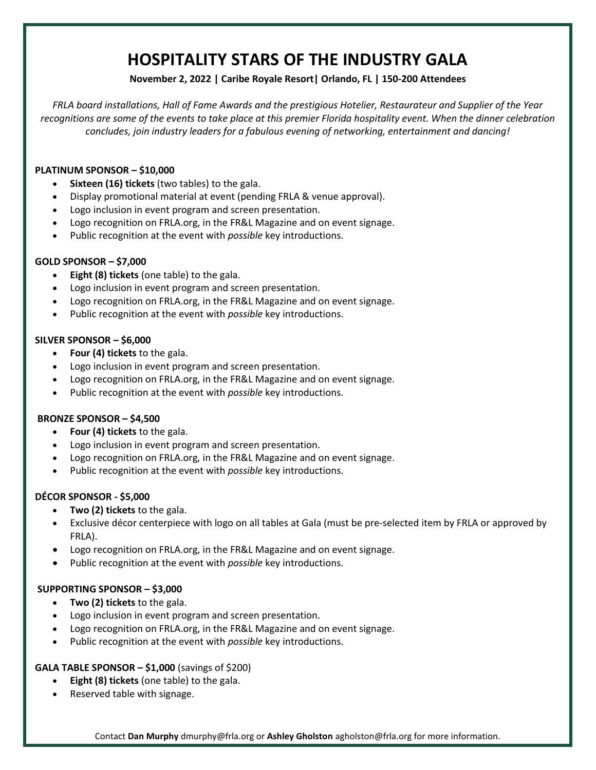# HOSPITALITY STARS OF THE INDUSTRY GALA

**November 2, 2022 | Caribe Royale Resort| Orlando, FL | 150-200 Attendees**

*FRLA board installations, Hall of Fame Awards and the prestigious Hotelier, Restaurateur and Supplier of the Year recognitions are some of the events to take place at this premier Florida hospitality event. When the dinner celebration concludes, join industry leaders for a fabulous evening of networking, entertainment and dancing!*

**PLATINUM SPONSOR – $10,000**

- **Sixteen (16) tickets** (two tables) to the gala.
- Display promotional material at event (pending FRLA & venue approval).
- Logo inclusion in event program and screen presentation.
- Logo recognition on FRLA.org, in the FR&L Magazine and on event signage.
- Public recognition at the event with *possible* key introductions.

**GOLD SPONSOR – $7,000**

- **Eight (8) tickets** (one table) to the gala.
- Logo inclusion in event program and screen presentation.
- Logo recognition on FRLA.org, in the FR&L Magazine and on event signage.
- Public recognition at the event with *possible* key introductions.

**SILVER SPONSOR – $6,000**

- **Four (4) tickets** to the gala.
- Logo inclusion in event program and screen presentation.
- Logo recognition on FRLA.org, in the FR&L Magazine and on event signage.
- Public recognition at the event with *possible* key introductions.

**BRONZE SPONSOR – $4,500**

- **Four (4) tickets** to the gala.
- Logo inclusion in event program and screen presentation.
- Logo recognition on FRLA.org, in the FR&L Magazine and on event signage.
- Public recognition at the event with *possible* key introductions.

**DÉCOR SPONSOR - $5,000**

- **Two (2) tickets** to the gala.
- Exclusive décor centerpiece with logo on all tables at Gala (must be pre-selected item by FRLA or approved by FRLA).
- Logo recognition on FRLA.org, in the FR&L Magazine and on event signage.
- Public recognition at the event with *possible* key introductions.

**SUPPORTING SPONSOR – $3,000**

- **Two (2) tickets** to the gala.
- Logo inclusion in event program and screen presentation.
- Logo recognition on FRLA.org, in the FR&L Magazine and on event signage.
- Public recognition at the event with *possible* key introductions.

**GALA TABLE SPONSOR – $1,000** (savings of $200)

- **Eight (8) tickets** (one table) to the gala.
- Reserved table with signage.

Contact **Dan Murphy** dmurphy@frla.org or **Ashley Gholston** agholston@frla.org for more information.